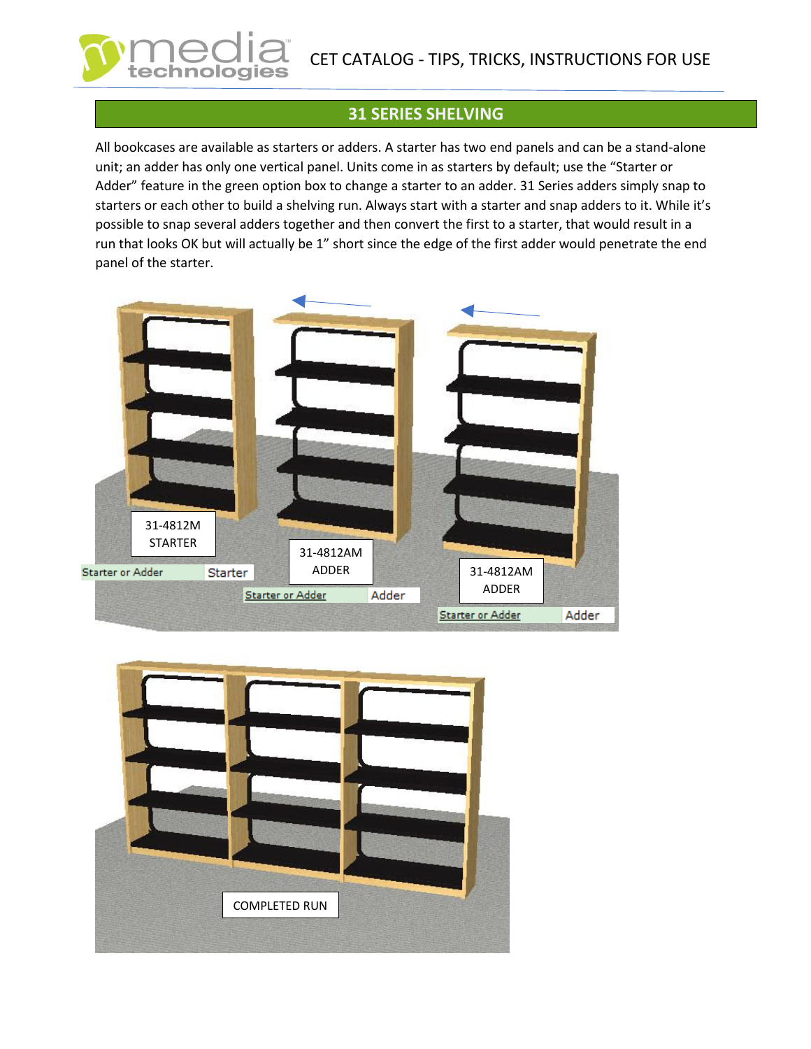## 31 SERIES SHELVING

All bookcases are available as starters or adders. A starter has two end panels and can be a stand-alone unit; an adder has only one vertical panel. Units come in as starters by default; use the "Starter or Adder" feature in the green option box to change a starter to an adder. 31 Series adders simply snap to starters or each other to build a shelving run. Always start with a starter and snap adders to it. While it's possible to snap several adders together and then convert the first to a starter, that would result in a run that looks OK but will actually be 1" short since the edge of the first adder would penetrate the end panel of the starter.

31-4812M STARTER

Starter or Adder | Starter

31-4812AM ADDER

Starter or Adder | Adder

31-4812AM ADDER

Starter or Adder | Adder

COMPLETED RUN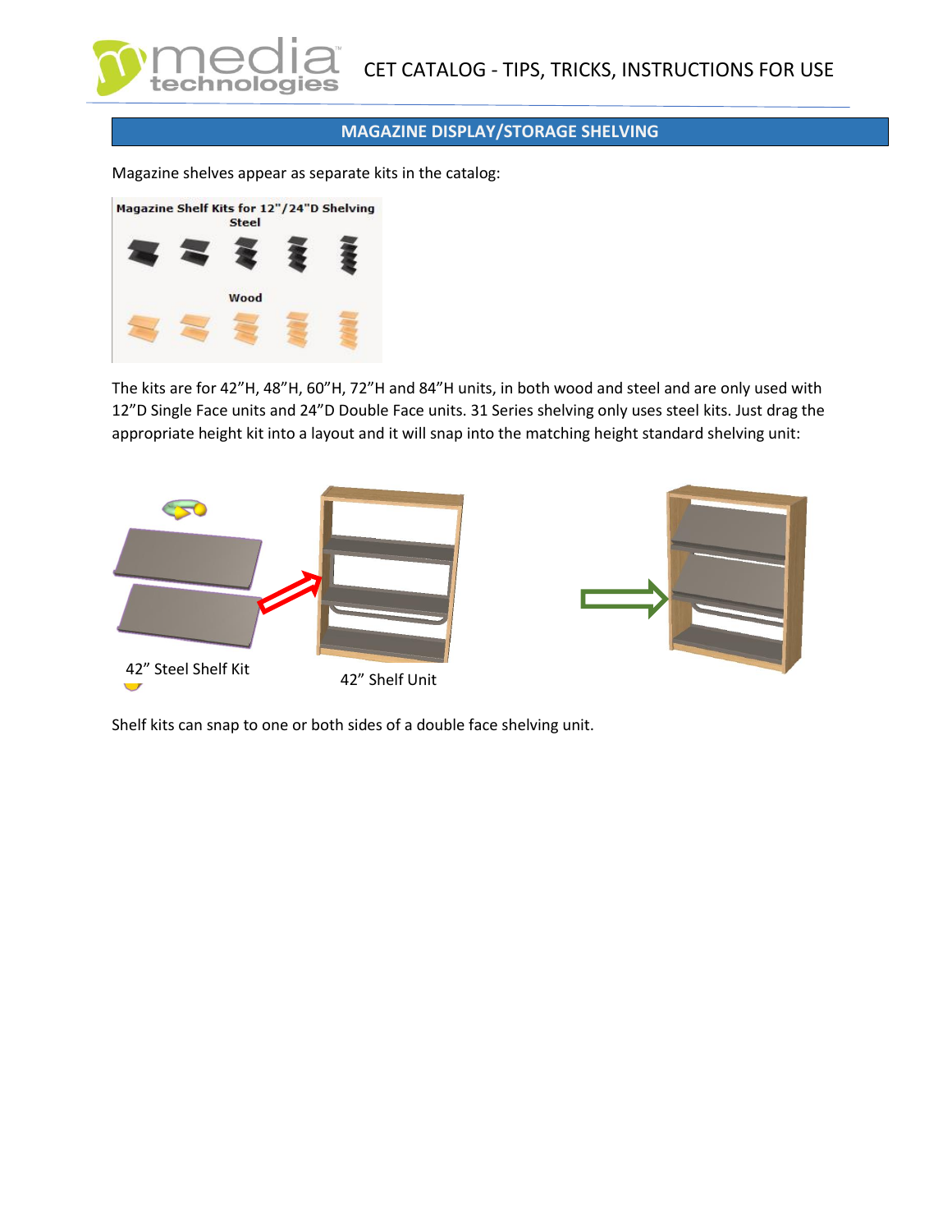## MAGAZINE DISPLAY/STORAGE SHELVING

Magazine shelves appear as separate kits in the catalog:

Magazine Shelf Kits for 12"/24"D Shelving

Steel

Wood

The kits are for 42"H, 48"H, 60"H, 72"H and 84"H units, in both wood and steel and are only used with 12"D Single Face units and 24"D Double Face units. 31 Series shelving only uses steel kits. Just drag the appropriate height kit into a layout and it will snap into the matching height standard shelving unit:

42" Steel Shelf Kit

42" Shelf Unit

Shelf kits can snap to one or both sides of a double face shelving unit.